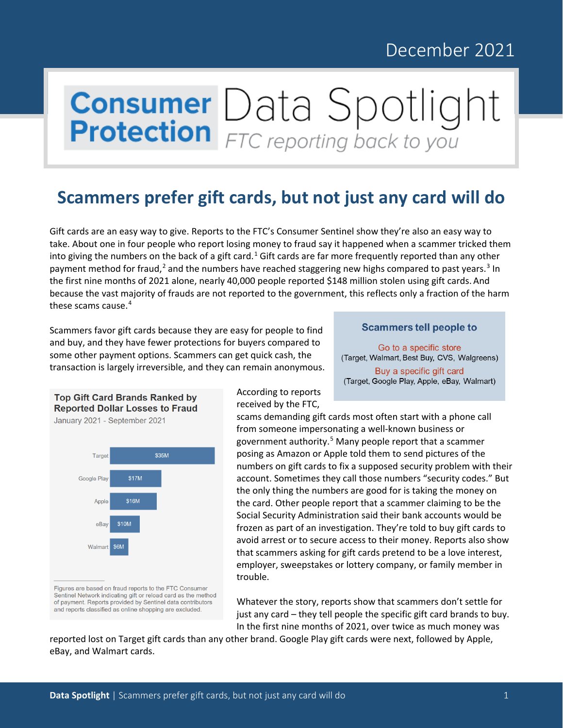December 2021

# Consumer Protection Data Spotlight

*FTC reporting back to you*

## Scammers prefer gift cards, but not just any card will do

Gift cards are an easy way to give. Reports to the FTC's Consumer Sentinel show they're also an easy way to take. About one in four people who report losing money to fraud say it happened when a scammer tricked them into giving the numbers on the back of a gift card.[1] Gift cards are far more frequently reported than any other payment method for fraud,[2] and the numbers have reached staggering new highs compared to past years.[3] In the first nine months of 2021 alone, nearly 40,000 people reported $148 million stolen using gift cards. And because the vast majority of frauds are not reported to the government, this reflects only a fraction of the harm these scams cause.[4]

Scammers favor gift cards because they are easy for people to find and buy, and they have fewer protections for buyers compared to some other payment options. Scammers can get quick cash, the transaction is largely irreversible, and they can remain anonymous.

**Scammers tell people to**

Go to a specific store
(Target, Walmart, Best Buy, CVS, Walgreens)

Buy a specific gift card
(Target, Google Play, Apple, eBay, Walmart)

**Top Gift Card Brands Ranked by Reported Dollar Losses to Fraud**
January 2021 - September 2021

| Brand | Reported Losses |
|---|---|
| Target | $35M |
| Google Play | $17M |
| Apple | $16M |
| eBay | $10M |
| Walmart | $6M |

Figures are based on fraud reports to the FTC Consumer Sentinel Network indicating gift or reload card as the method of payment. Reports provided by Sentinel data contributors and reports classified as online shopping are excluded.

According to reports received by the FTC, scams demanding gift cards most often start with a phone call from someone impersonating a well-known business or government authority.[5] Many people report that a scammer posing as Amazon or Apple told them to send pictures of the numbers on gift cards to fix a supposed security problem with their account. Sometimes they call those numbers "security codes." But the only thing the numbers are good for is taking the money on the card. Other people report that a scammer claiming to be the Social Security Administration said their bank accounts would be frozen as part of an investigation. They're told to buy gift cards to avoid arrest or to secure access to their money. Reports also show that scammers asking for gift cards pretend to be a love interest, employer, sweepstakes or lottery company, or family member in trouble.

Whatever the story, reports show that scammers don't settle for just any card – they tell people the specific gift card brands to buy. In the first nine months of 2021, over twice as much money was reported lost on Target gift cards than any other brand. Google Play gift cards were next, followed by Apple, eBay, and Walmart cards.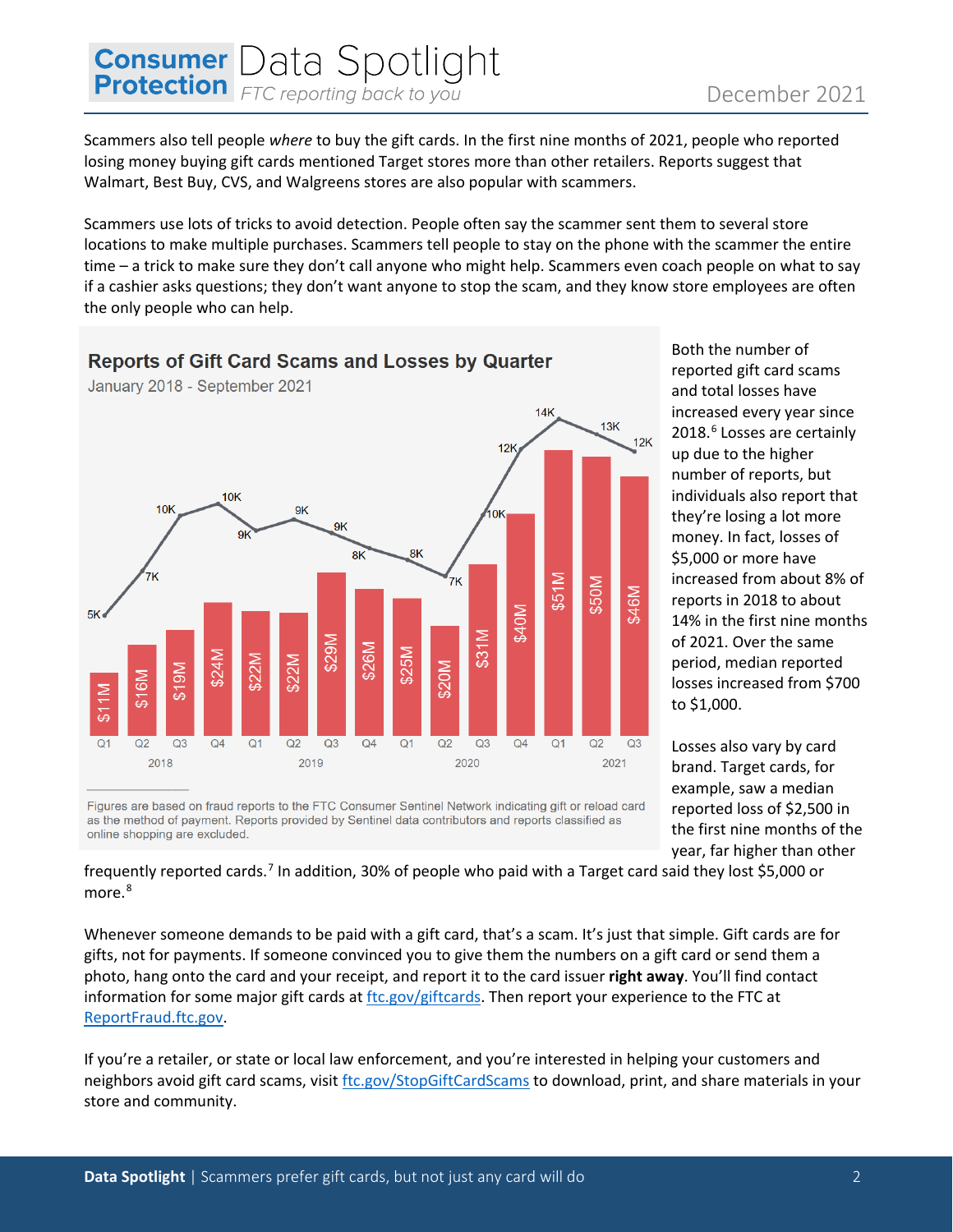Scammers also tell people *where* to buy the gift cards. In the first nine months of 2021, people who reported losing money buying gift cards mentioned Target stores more than other retailers. Reports suggest that Walmart, Best Buy, CVS, and Walgreens stores are also popular with scammers.

Scammers use lots of tricks to avoid detection. People often say the scammer sent them to several store locations to make multiple purchases. Scammers tell people to stay on the phone with the scammer the entire time – a trick to make sure they don't call anyone who might help. Scammers even coach people on what to say if a cashier asks questions; they don't want anyone to stop the scam, and they know store employees are often the only people who can help.

**Reports of Gift Card Scams and Losses by Quarter**

January 2018 - September 2021

| Year | Quarter | Reports | Losses |
|---|---|---|---|
| 2018 | Q1 | 5K | $11M |
| | Q2 | 7K | $16M |
| | Q3 | 10K | $19M |
| | Q4 | 10K | $24M |
| 2019 | Q1 | 9K | $22M |
| | Q2 | 9K | $22M |
| | Q3 | 9K | $29M |
| | Q4 | 8K | $26M |
| 2020 | Q1 | 8K | $25M |
| | Q2 | 7K | $20M |
| | Q3 | 10K | $31M |
| | Q4 | 12K | $40M |
| 2021 | Q1 | 14K | $51M |
| | Q2 | 13K | $50M |
| | Q3 | 12K | $46M |

Figures are based on fraud reports to the FTC Consumer Sentinel Network indicating gift or reload card as the method of payment. Reports provided by Sentinel data contributors and reports classified as online shopping are excluded.

Both the number of reported gift card scams and total losses have increased every year since 2018.[6] Losses are certainly up due to the higher number of reports, but individuals also report that they're losing a lot more money. In fact, losses of $5,000 or more have increased from about 8% of reports in 2018 to about 14% in the first nine months of 2021. Over the same period, median reported losses increased from $700 to $1,000.

Losses also vary by card brand. Target cards, for example, saw a median reported loss of $2,500 in the first nine months of the year, far higher than other frequently reported cards.[7] In addition, 30% of people who paid with a Target card said they lost $5,000 or more.[8]

Whenever someone demands to be paid with a gift card, that's a scam. It's just that simple. Gift cards are for gifts, not for payments. If someone convinced you to give them the numbers on a gift card or send them a photo, hang onto the card and your receipt, and report it to the card issuer **right away**. You'll find contact information for some major gift cards at [ftc.gov/giftcards](ftc.gov/giftcards). Then report your experience to the FTC at [ReportFraud.ftc.gov](ReportFraud.ftc.gov).

If you're a retailer, or state or local law enforcement, and you're interested in helping your customers and neighbors avoid gift card scams, visit [ftc.gov/StopGiftCardScams](ftc.gov/StopGiftCardScams) to download, print, and share materials in your store and community.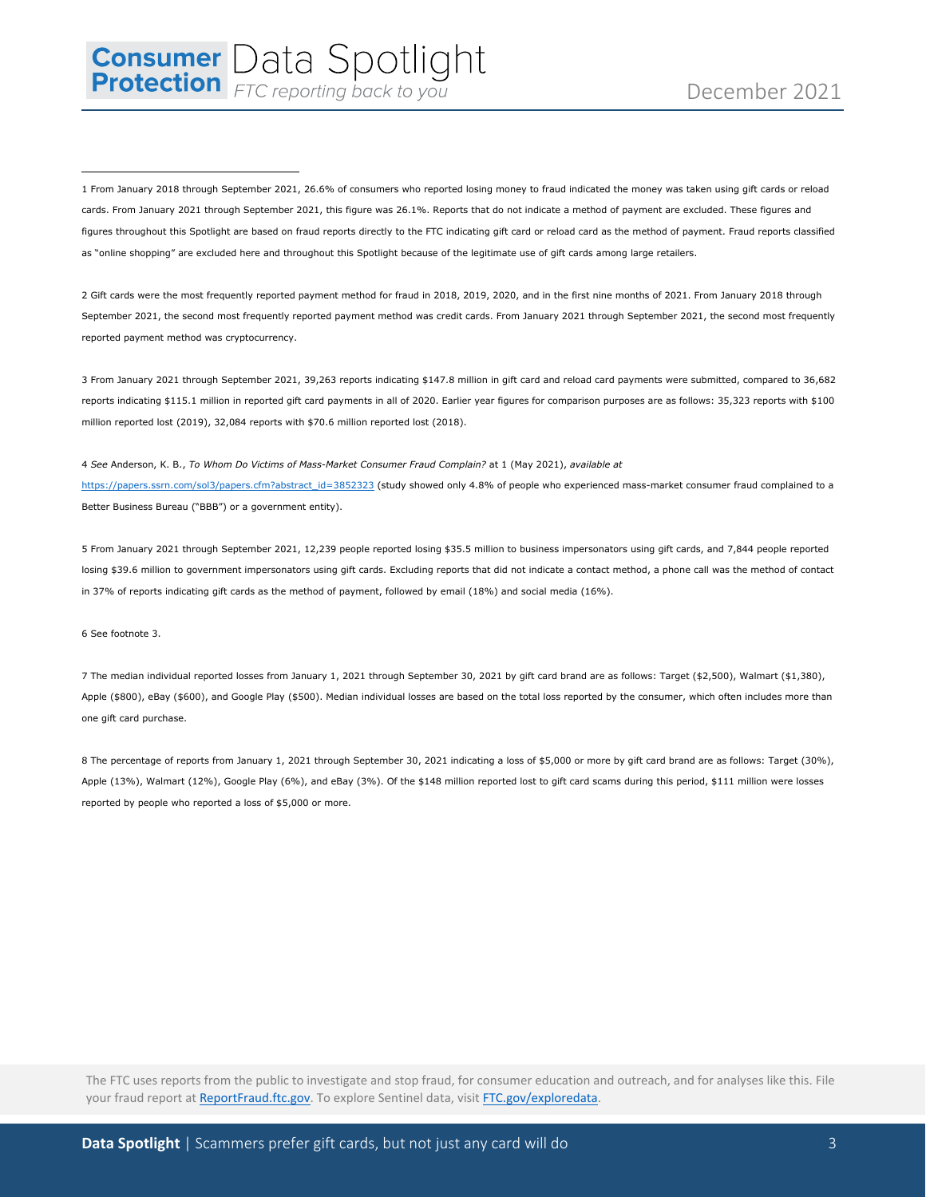1 From January 2018 through September 2021, 26.6% of consumers who reported losing money to fraud indicated the money was taken using gift cards or reload cards. From January 2021 through September 2021, this figure was 26.1%. Reports that do not indicate a method of payment are excluded. These figures and figures throughout this Spotlight are based on fraud reports directly to the FTC indicating gift card or reload card as the method of payment. Fraud reports classified as "online shopping" are excluded here and throughout this Spotlight because of the legitimate use of gift cards among large retailers.

2 Gift cards were the most frequently reported payment method for fraud in 2018, 2019, 2020, and in the first nine months of 2021. From January 2018 through September 2021, the second most frequently reported payment method was credit cards. From January 2021 through September 2021, the second most frequently reported payment method was cryptocurrency.

3 From January 2021 through September 2021, 39,263 reports indicating $147.8 million in gift card and reload card payments were submitted, compared to 36,682 reports indicating $115.1 million in reported gift card payments in all of 2020. Earlier year figures for comparison purposes are as follows: 35,323 reports with $100 million reported lost (2019), 32,084 reports with $70.6 million reported lost (2018).

4 *See* Anderson, K. B., *To Whom Do Victims of Mass-Market Consumer Fraud Complain?* at 1 (May 2021), *available at* [https://papers.ssrn.com/sol3/papers.cfm?abstract_id=3852323](https://papers.ssrn.com/sol3/papers.cfm?abstract_id=3852323) (study showed only 4.8% of people who experienced mass-market consumer fraud complained to a Better Business Bureau ("BBB") or a government entity).

5 From January 2021 through September 2021, 12,239 people reported losing $35.5 million to business impersonators using gift cards, and 7,844 people reported losing $39.6 million to government impersonators using gift cards. Excluding reports that did not indicate a contact method, a phone call was the method of contact in 37% of reports indicating gift cards as the method of payment, followed by email (18%) and social media (16%).

6 See footnote 3.

7 The median individual reported losses from January 1, 2021 through September 30, 2021 by gift card brand are as follows: Target ($2,500), Walmart ($1,380), Apple ($800), eBay ($600), and Google Play ($500). Median individual losses are based on the total loss reported by the consumer, which often includes more than one gift card purchase.

8 The percentage of reports from January 1, 2021 through September 30, 2021 indicating a loss of $5,000 or more by gift card brand are as follows: Target (30%), Apple (13%), Walmart (12%), Google Play (6%), and eBay (3%). Of the $148 million reported lost to gift card scams during this period, $111 million were losses reported by people who reported a loss of $5,000 or more.

The FTC uses reports from the public to investigate and stop fraud, for consumer education and outreach, and for analyses like this. File your fraud report at [ReportFraud.ftc.gov](https://ReportFraud.ftc.gov). To explore Sentinel data, visit [FTC.gov/exploredata](https://FTC.gov/exploredata).